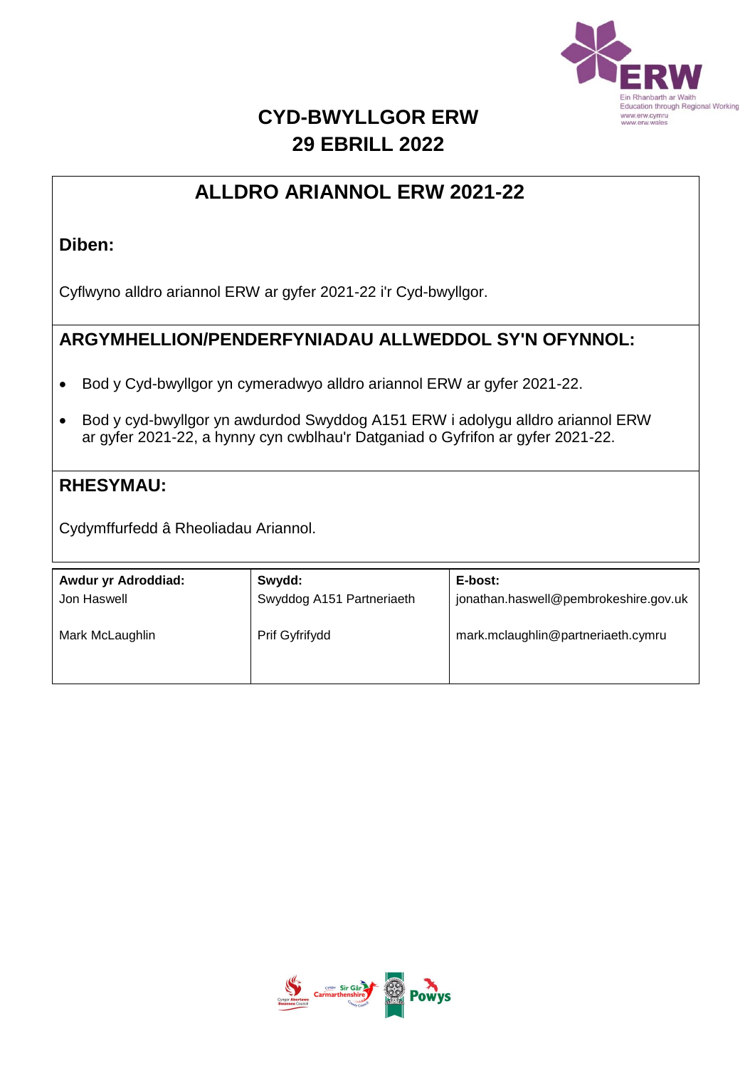# CYD-BWYLLGOR ERW
# 29 EBRILL 2022

## ALLDRO ARIANNOL ERW 2021-22

### Diben:

Cyflwyno alldro ariannol ERW ar gyfer 2021-22 i'r Cyd-bwyllgor.

### ARGYMHELLION/PENDERFYNIADAU ALLWEDDOL SY'N OFYNNOL:

- Bod y Cyd-bwyllgor yn cymeradwyo alldro ariannol ERW ar gyfer 2021-22.
- Bod y cyd-bwyllgor yn awdurdod Swyddog A151 ERW i adolygu alldro ariannol ERW ar gyfer 2021-22, a hynny cyn cwblhau'r Datganiad o Gyfrifon ar gyfer 2021-22.

### RHESYMAU:

Cydymffurfedd â Rheoliadau Ariannol.

| Awdur yr Adroddiad: | Swydd: | E-bost: |
|---|---|---|
| Jon Haswell | Swyddog A151 Partneriaeth | jonathan.haswell@pembrokeshire.gov.uk |
| Mark McLaughlin | Prif Gyfrifydd | mark.mclaughlin@partneriaeth.cymru |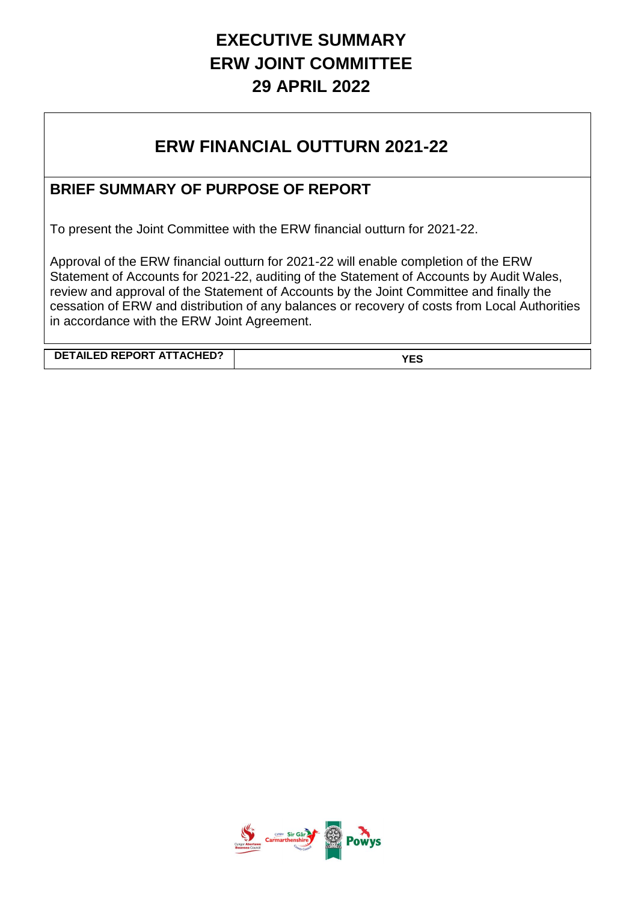# EXECUTIVE SUMMARY
# ERW JOINT COMMITTEE
# 29 APRIL 2022

## ERW FINANCIAL OUTTURN 2021-22

### BRIEF SUMMARY OF PURPOSE OF REPORT

To present the Joint Committee with the ERW financial outturn for 2021-22.

Approval of the ERW financial outturn for 2021-22 will enable completion of the ERW Statement of Accounts for 2021-22, auditing of the Statement of Accounts by Audit Wales, review and approval of the Statement of Accounts by the Joint Committee and finally the cessation of ERW and distribution of any balances or recovery of costs from Local Authorities in accordance with the ERW Joint Agreement.

| DETAILED REPORT ATTACHED? | YES |
| --- | --- |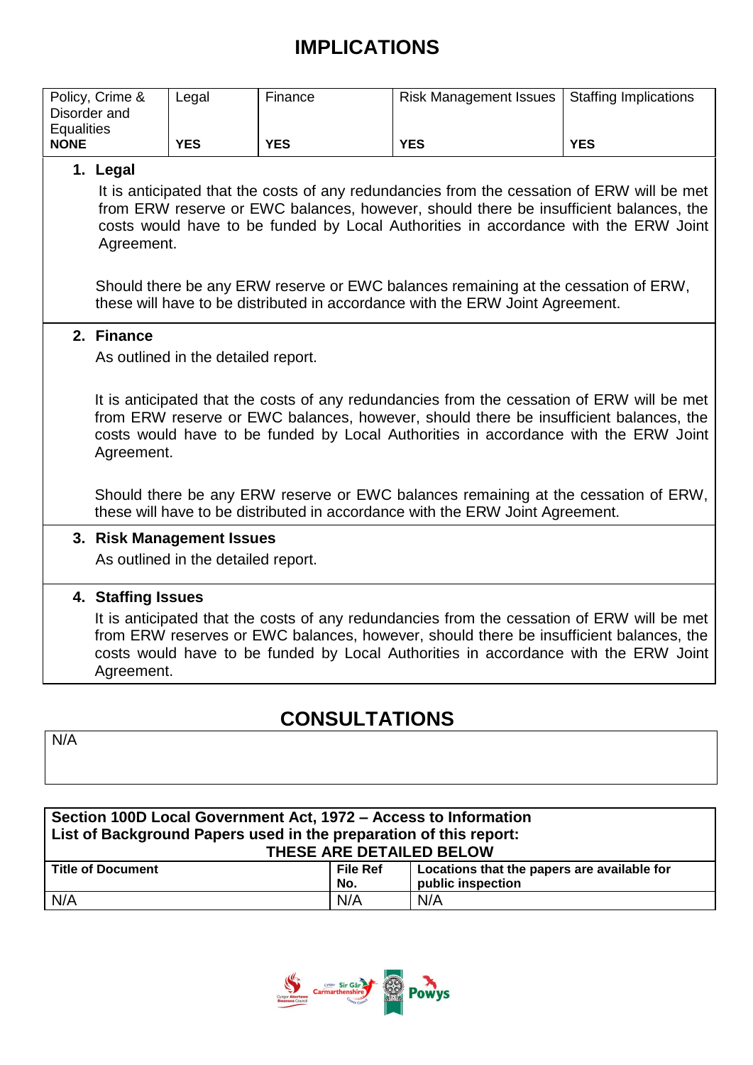# IMPLICATIONS

| Policy, Crime & Disorder and Equalities | Legal | Finance | Risk Management Issues | Staffing Implications |
|---|---|---|---|---|
| **NONE** | **YES** | **YES** | **YES** | **YES** |

**1. Legal**

It is anticipated that the costs of any redundancies from the cessation of ERW will be met from ERW reserve or EWC balances, however, should there be insufficient balances, the costs would have to be funded by Local Authorities in accordance with the ERW Joint Agreement.

Should there be any ERW reserve or EWC balances remaining at the cessation of ERW, these will have to be distributed in accordance with the ERW Joint Agreement.

**2. Finance**

As outlined in the detailed report.

It is anticipated that the costs of any redundancies from the cessation of ERW will be met from ERW reserve or EWC balances, however, should there be insufficient balances, the costs would have to be funded by Local Authorities in accordance with the ERW Joint Agreement.

Should there be any ERW reserve or EWC balances remaining at the cessation of ERW, these will have to be distributed in accordance with the ERW Joint Agreement.

**3. Risk Management Issues**

As outlined in the detailed report.

**4. Staffing Issues**

It is anticipated that the costs of any redundancies from the cessation of ERW will be met from ERW reserves or EWC balances, however, should there be insufficient balances, the costs would have to be funded by Local Authorities in accordance with the ERW Joint Agreement.

# CONSULTATIONS

N/A

**Section 100D Local Government Act, 1972 – Access to Information**
**List of Background Papers used in the preparation of this report:**
**THESE ARE DETAILED BELOW**

| Title of Document | File Ref No. | Locations that the papers are available for public inspection |
|---|---|---|
| N/A | N/A | N/A |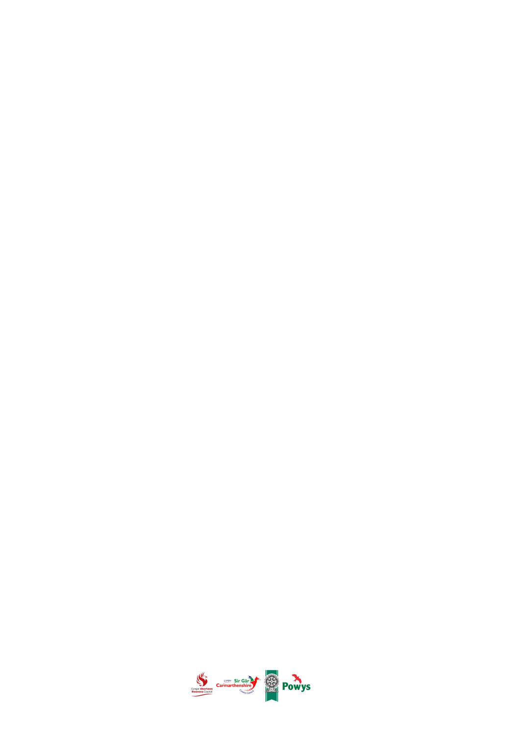Cyngor Abertawe Swansea Council

Cyngor Sir Gâr Carmarthenshire County Council

Powys